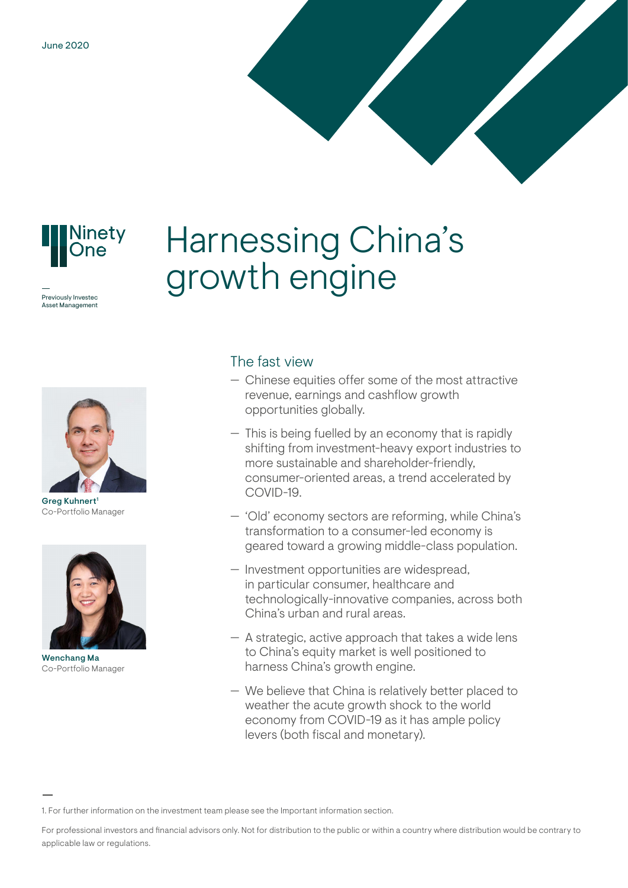June 2020

Ninety One

Previously Investec Asset Management

# Harnessing China's growth engine

Greg Kuhnert[1]
Co-Portfolio Manager

Wenchang Ma
Co-Portfolio Manager

## The fast view

- Chinese equities offer some of the most attractive revenue, earnings and cashflow growth opportunities globally.
- This is being fuelled by an economy that is rapidly shifting from investment-heavy export industries to more sustainable and shareholder-friendly, consumer-oriented areas, a trend accelerated by COVID-19.
- 'Old' economy sectors are reforming, while China's transformation to a consumer-led economy is geared toward a growing middle-class population.
- Investment opportunities are widespread, in particular consumer, healthcare and technologically-innovative companies, across both China's urban and rural areas.
- A strategic, active approach that takes a wide lens to China's equity market is well positioned to harness China's growth engine.
- We believe that China is relatively better placed to weather the acute growth shock to the world economy from COVID-19 as it has ample policy levers (both fiscal and monetary).

1. For further information on the investment team please see the Important information section.

For professional investors and financial advisors only. Not for distribution to the public or within a country where distribution would be contrary to applicable law or regulations.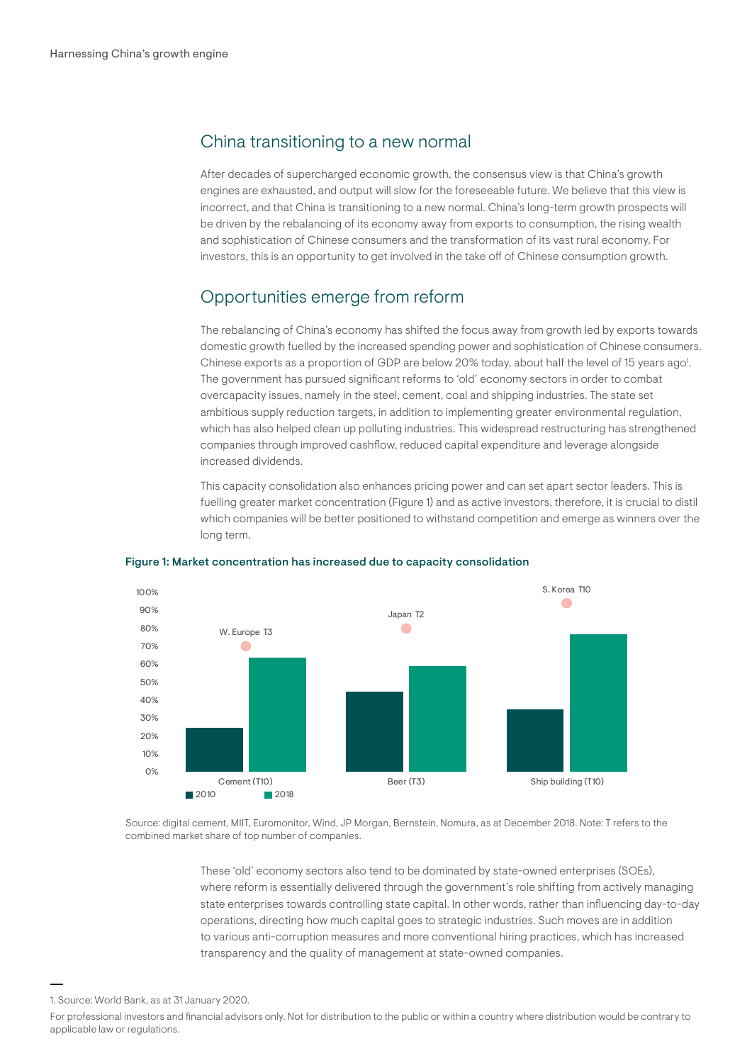## China transitioning to a new normal

After decades of supercharged economic growth, the consensus view is that China's growth engines are exhausted, and output will slow for the foreseeable future. We believe that this view is incorrect, and that China is transitioning to a new normal. China's long-term growth prospects will be driven by the rebalancing of its economy away from exports to consumption, the rising wealth and sophistication of Chinese consumers and the transformation of its vast rural economy. For investors, this is an opportunity to get involved in the take off of Chinese consumption growth.

## Opportunities emerge from reform

The rebalancing of China's economy has shifted the focus away from growth led by exports towards domestic growth fuelled by the increased spending power and sophistication of Chinese consumers. Chinese exports as a proportion of GDP are below 20% today, about half the level of 15 years ago[1]. The government has pursued significant reforms to 'old' economy sectors in order to combat overcapacity issues, namely in the steel, cement, coal and shipping industries. The state set ambitious supply reduction targets, in addition to implementing greater environmental regulation, which has also helped clean up polluting industries. This widespread restructuring has strengthened companies through improved cashflow, reduced capital expenditure and leverage alongside increased dividends.

This capacity consolidation also enhances pricing power and can set apart sector leaders. This is fuelling greater market concentration (Figure 1) and as active investors, therefore, it is crucial to distil which companies will be better positioned to withstand competition and emerge as winners over the long term.

**Figure 1: Market concentration has increased due to capacity consolidation**

Source: digital cement, MIIT, Euromonitor, Wind, JP Morgan, Bernstein, Nomura, as at December 2018. Note: T refers to the combined market share of top number of companies.

These 'old' economy sectors also tend to be dominated by state-owned enterprises (SOEs), where reform is essentially delivered through the government's role shifting from actively managing state enterprises towards controlling state capital. In other words, rather than influencing day-to-day operations, directing how much capital goes to strategic industries. Such moves are in addition to various anti-corruption measures and more conventional hiring practices, which has increased transparency and the quality of management at state-owned companies.

---

1. Source: World Bank, as at 31 January 2020.

For professional investors and financial advisors only. Not for distribution to the public or within a country where distribution would be contrary to applicable law or regulations.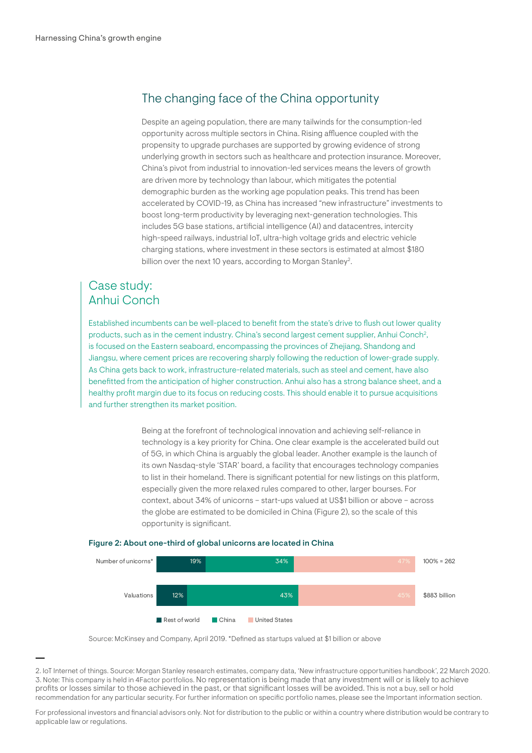## The changing face of the China opportunity

Despite an ageing population, there are many tailwinds for the consumption-led opportunity across multiple sectors in China. Rising affluence coupled with the propensity to upgrade purchases are supported by growing evidence of strong underlying growth in sectors such as healthcare and protection insurance. Moreover, China's pivot from industrial to innovation-led services means the levers of growth are driven more by technology than labour, which mitigates the potential demographic burden as the working age population peaks. This trend has been accelerated by COVID-19, as China has increased "new infrastructure" investments to boost long-term productivity by leveraging next-generation technologies. This includes 5G base stations, artificial intelligence (AI) and datacentres, intercity high-speed railways, industrial IoT, ultra-high voltage grids and electric vehicle charging stations, where investment in these sectors is estimated at almost $180 billion over the next 10 years, according to Morgan Stanley[2].

### Case study: Anhui Conch

Established incumbents can be well-placed to benefit from the state's drive to flush out lower quality products, such as in the cement industry. China's second largest cement supplier, Anhui Conch[2], is focused on the Eastern seaboard, encompassing the provinces of Zhejiang, Shandong and Jiangsu, where cement prices are recovering sharply following the reduction of lower-grade supply. As China gets back to work, infrastructure-related materials, such as steel and cement, have also benefitted from the anticipation of higher construction. Anhui also has a strong balance sheet, and a healthy profit margin due to its focus on reducing costs. This should enable it to pursue acquisitions and further strengthen its market position.

Being at the forefront of technological innovation and achieving self-reliance in technology is a key priority for China. One clear example is the accelerated build out of 5G, in which China is arguably the global leader. Another example is the launch of its own Nasdaq-style 'STAR' board, a facility that encourages technology companies to list in their homeland. There is significant potential for new listings on this platform, especially given the more relaxed rules compared to other, larger bourses. For context, about 34% of unicorns – start-ups valued at US$1 billion or above – across the globe are estimated to be domiciled in China (Figure 2), so the scale of this opportunity is significant.

**Figure 2: About one-third of global unicorns are located in China**

| | Rest of world | China | United States | Total |
|---|---|---|---|---|
| Number of unicorns* | 19% | 34% | 47% | 100% = 262 |
| Valuations | 12% | 43% | 45% | $883 billion |

Source: McKinsey and Company, April 2019. *Defined as startups valued at $1 billion or above

2. IoT Internet of things. Source: Morgan Stanley research estimates, company data, 'New infrastructure opportunities handbook', 22 March 2020.
3. Note: This company is held in 4Factor portfolios. No representation is being made that any investment will or is likely to achieve profits or losses similar to those achieved in the past, or that significant losses will be avoided. This is not a buy, sell or hold recommendation for any particular security. For further information on specific portfolio names, please see the Important information section.

For professional investors and financial advisors only. Not for distribution to the public or within a country where distribution would be contrary to applicable law or regulations.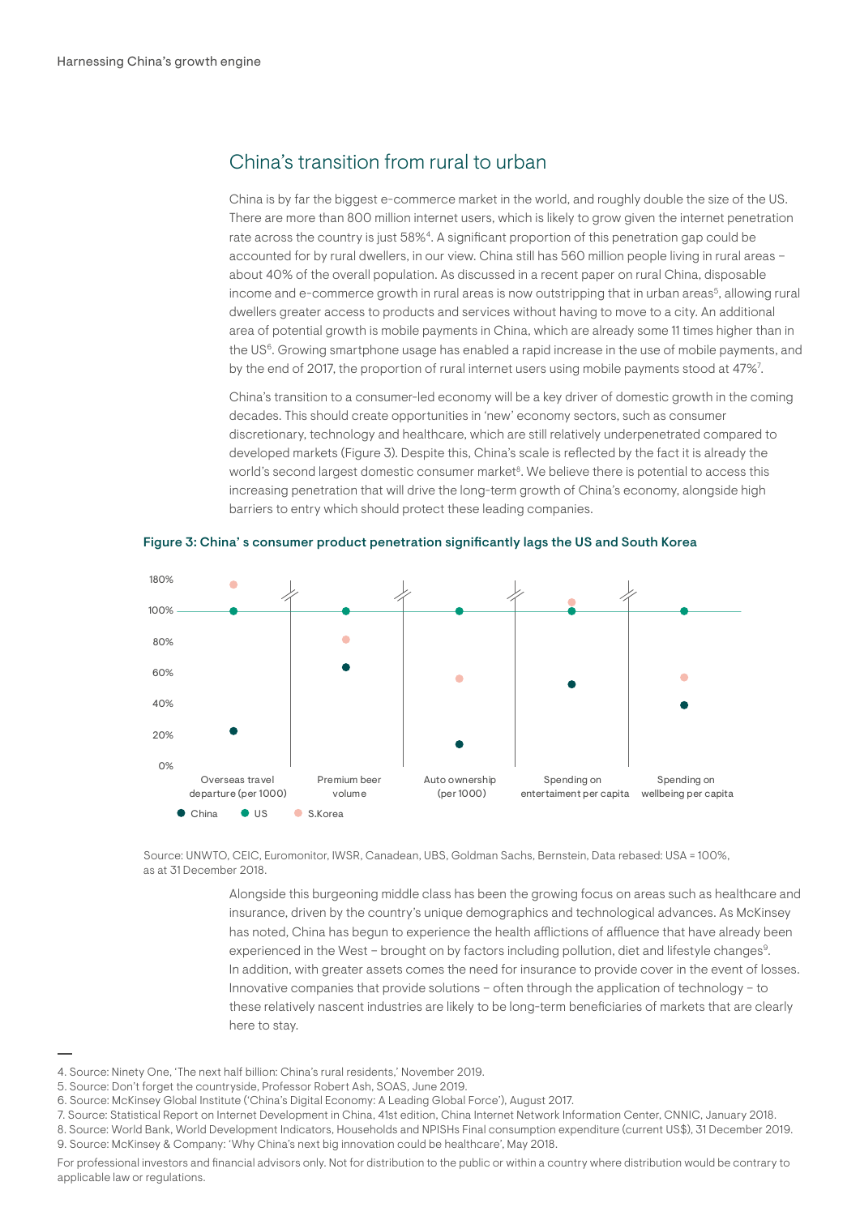## China's transition from rural to urban

China is by far the biggest e-commerce market in the world, and roughly double the size of the US. There are more than 800 million internet users, which is likely to grow given the internet penetration rate across the country is just 58%[4]. A significant proportion of this penetration gap could be accounted for by rural dwellers, in our view. China still has 560 million people living in rural areas – about 40% of the overall population. As discussed in a recent paper on rural China, disposable income and e-commerce growth in rural areas is now outstripping that in urban areas[5], allowing rural dwellers greater access to products and services without having to move to a city. An additional area of potential growth is mobile payments in China, which are already some 11 times higher than in the US[6]. Growing smartphone usage has enabled a rapid increase in the use of mobile payments, and by the end of 2017, the proportion of rural internet users using mobile payments stood at 47%[7].

China's transition to a consumer-led economy will be a key driver of domestic growth in the coming decades. This should create opportunities in 'new' economy sectors, such as consumer discretionary, technology and healthcare, which are still relatively underpenetrated compared to developed markets (Figure 3). Despite this, China's scale is reflected by the fact it is already the world's second largest domestic consumer market[8]. We believe there is potential to access this increasing penetration that will drive the long-term growth of China's economy, alongside high barriers to entry which should protect these leading companies.

**Figure 3: China' s consumer product penetration significantly lags the US and South Korea**

| | China | US | S.Korea |
|---|---|---|---|
| Overseas travel departure (per 1000) | ~22% | 100% | ~117% |
| Premium beer volume | ~64% | 100% | ~82% |
| Auto ownership (per 1000) | ~14% | 100% | ~56% |
| Spending on entertaiment per capita | ~52% | 100% | ~106% |
| Spending on wellbeing per capita | ~39% | 100% | ~57% |

Source: UNWTO, CEIC, Euromonitor, IWSR, Canadean, UBS, Goldman Sachs, Bernstein, Data rebased: USA = 100%, as at 31 December 2018.

Alongside this burgeoning middle class has been the growing focus on areas such as healthcare and insurance, driven by the country's unique demographics and technological advances. As McKinsey has noted, China has begun to experience the health afflictions of affluence that have already been experienced in the West – brought on by factors including pollution, diet and lifestyle changes[9]. In addition, with greater assets comes the need for insurance to provide cover in the event of losses. Innovative companies that provide solutions – often through the application of technology – to these relatively nascent industries are likely to be long-term beneficiaries of markets that are clearly here to stay.

---

4. Source: Ninety One, 'The next half billion: China's rural residents,' November 2019.
5. Source: Don't forget the countryside, Professor Robert Ash, SOAS, June 2019.
6. Source: McKinsey Global Institute ('China's Digital Economy: A Leading Global Force'), August 2017.
7. Source: Statistical Report on Internet Development in China, 41st edition, China Internet Network Information Center, CNNIC, January 2018.
8. Source: World Bank, World Development Indicators, Households and NPISHs Final consumption expenditure (current US$), 31 December 2019.
9. Source: McKinsey & Company: 'Why China's next big innovation could be healthcare', May 2018.

For professional investors and financial advisors only. Not for distribution to the public or within a country where distribution would be contrary to applicable law or regulations.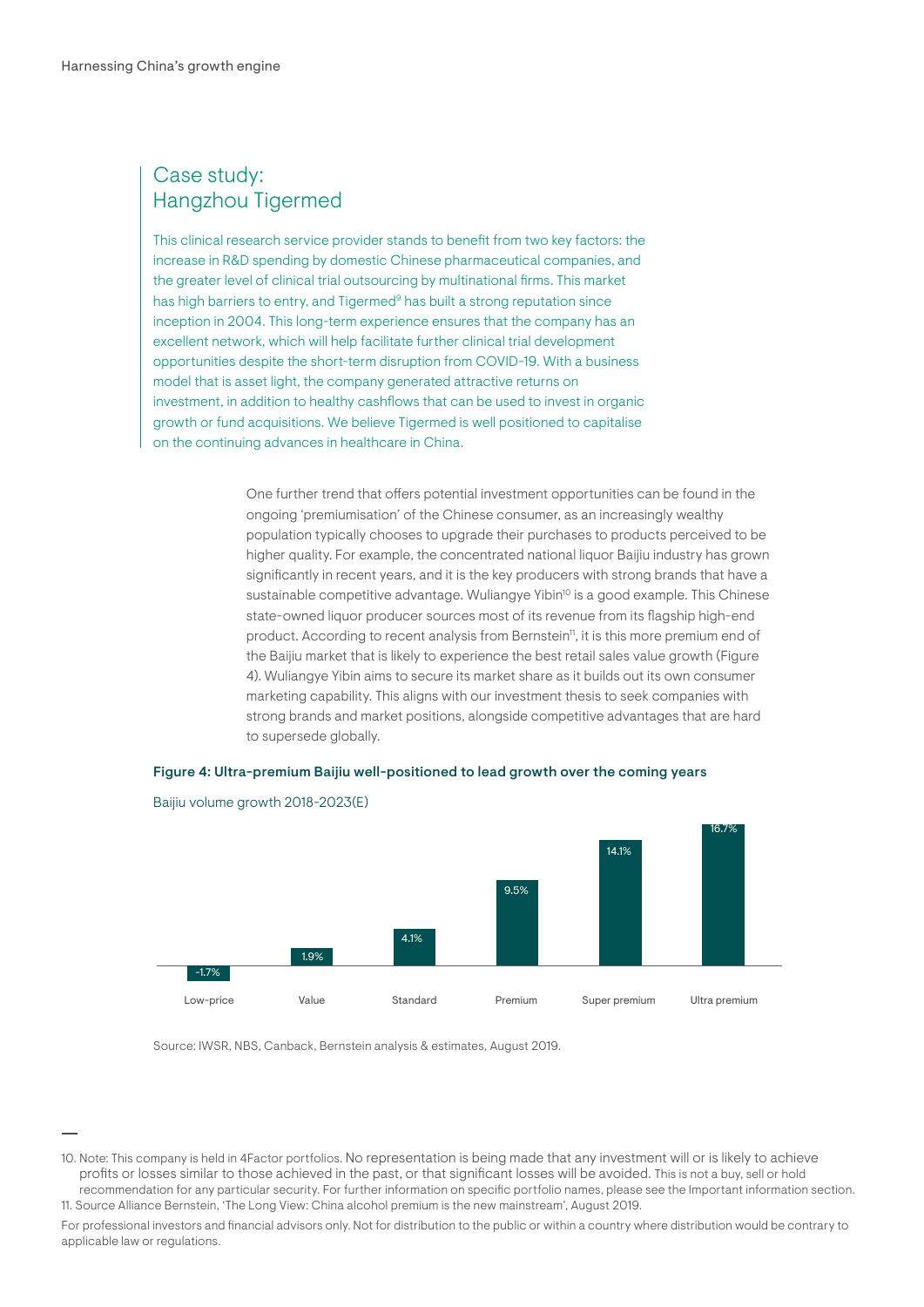## Case study: Hangzhou Tigermed

This clinical research service provider stands to benefit from two key factors: the increase in R&D spending by domestic Chinese pharmaceutical companies, and the greater level of clinical trial outsourcing by multinational firms. This market has high barriers to entry, and Tigermed[9] has built a strong reputation since inception in 2004. This long-term experience ensures that the company has an excellent network, which will help facilitate further clinical trial development opportunities despite the short-term disruption from COVID-19. With a business model that is asset light, the company generated attractive returns on investment, in addition to healthy cashflows that can be used to invest in organic growth or fund acquisitions. We believe Tigermed is well positioned to capitalise on the continuing advances in healthcare in China.

One further trend that offers potential investment opportunities can be found in the ongoing 'premiumisation' of the Chinese consumer, as an increasingly wealthy population typically chooses to upgrade their purchases to products perceived to be higher quality. For example, the concentrated national liquor Baijiu industry has grown significantly in recent years, and it is the key producers with strong brands that have a sustainable competitive advantage. Wuliangye Yibin[10] is a good example. This Chinese state-owned liquor producer sources most of its revenue from its flagship high-end product. According to recent analysis from Bernstein[11], it is this more premium end of the Baijiu market that is likely to experience the best retail sales value growth (Figure 4). Wuliangye Yibin aims to secure its market share as it builds out its own consumer marketing capability. This aligns with our investment thesis to seek companies with strong brands and market positions, alongside competitive advantages that are hard to supersede globally.

**Figure 4: Ultra-premium Baijiu well-positioned to lead growth over the coming years**

Baijiu volume growth 2018-2023(E)

| Low-price | Value | Standard | Premium | Super premium | Ultra premium |
|---|---|---|---|---|---|
| -1.7% | 1.9% | 4.1% | 9.5% | 14.1% | 16.7% |

Source: IWSR, NBS, Canback, Bernstein analysis & estimates, August 2019.

---

10. Note: This company is held in 4Factor portfolios. No representation is being made that any investment will or is likely to achieve profits or losses similar to those achieved in the past, or that significant losses will be avoided. This is not a buy, sell or hold recommendation for any particular security. For further information on specific portfolio names, please see the Important information section.
11. Source Alliance Bernstein, 'The Long View: China alcohol premium is the new mainstream', August 2019.

For professional investors and financial advisors only. Not for distribution to the public or within a country where distribution would be contrary to applicable law or regulations.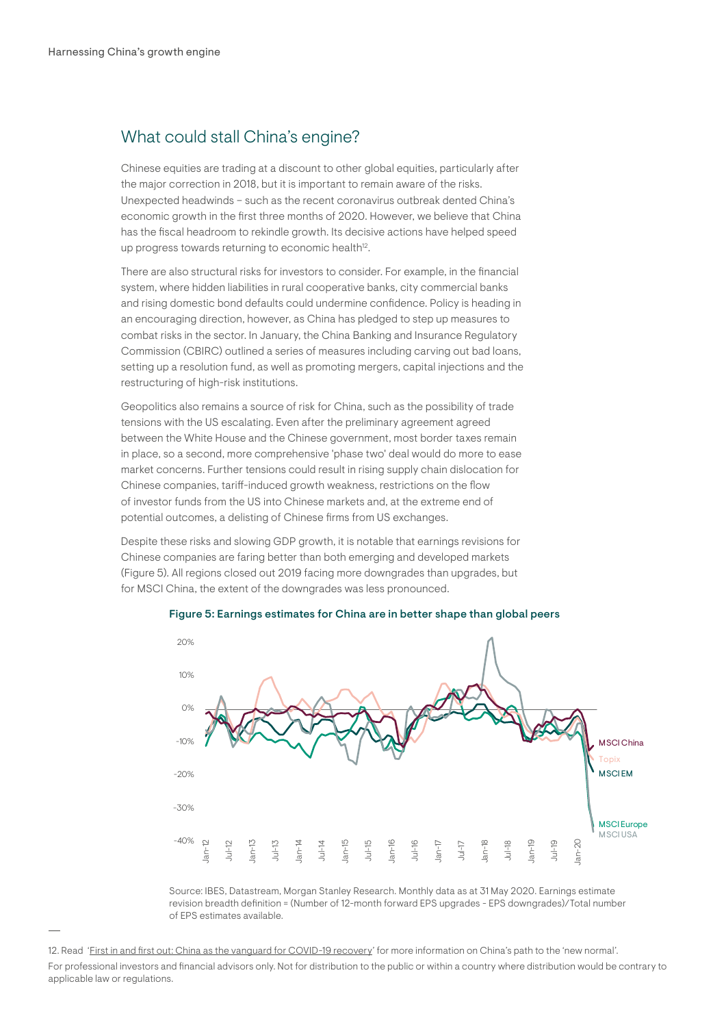## What could stall China's engine?

Chinese equities are trading at a discount to other global equities, particularly after the major correction in 2018, but it is important to remain aware of the risks. Unexpected headwinds – such as the recent coronavirus outbreak dented China's economic growth in the first three months of 2020. However, we believe that China has the fiscal headroom to rekindle growth. Its decisive actions have helped speed up progress towards returning to economic health[12].

There are also structural risks for investors to consider. For example, in the financial system, where hidden liabilities in rural cooperative banks, city commercial banks and rising domestic bond defaults could undermine confidence. Policy is heading in an encouraging direction, however, as China has pledged to step up measures to combat risks in the sector. In January, the China Banking and Insurance Regulatory Commission (CBIRC) outlined a series of measures including carving out bad loans, setting up a resolution fund, as well as promoting mergers, capital injections and the restructuring of high-risk institutions.

Geopolitics also remains a source of risk for China, such as the possibility of trade tensions with the US escalating. Even after the preliminary agreement agreed between the White House and the Chinese government, most border taxes remain in place, so a second, more comprehensive 'phase two' deal would do more to ease market concerns. Further tensions could result in rising supply chain dislocation for Chinese companies, tariff-induced growth weakness, restrictions on the flow of investor funds from the US into Chinese markets and, at the extreme end of potential outcomes, a delisting of Chinese firms from US exchanges.

Despite these risks and slowing GDP growth, it is notable that earnings revisions for Chinese companies are faring better than both emerging and developed markets (Figure 5). All regions closed out 2019 facing more downgrades than upgrades, but for MSCI China, the extent of the downgrades was less pronounced.

**Figure 5: Earnings estimates for China are in better shape than global peers**

Source: IBES, Datastream, Morgan Stanley Research. Monthly data as at 31 May 2020. Earnings estimate revision breadth definition = (Number of 12-month forward EPS upgrades - EPS downgrades)/Total number of EPS estimates available.

---

12. Read 'First in and first out: China as the vanguard for COVID-19 recovery' for more information on China's path to the 'new normal'.

For professional investors and financial advisors only. Not for distribution to the public or within a country where distribution would be contrary to applicable law or regulations.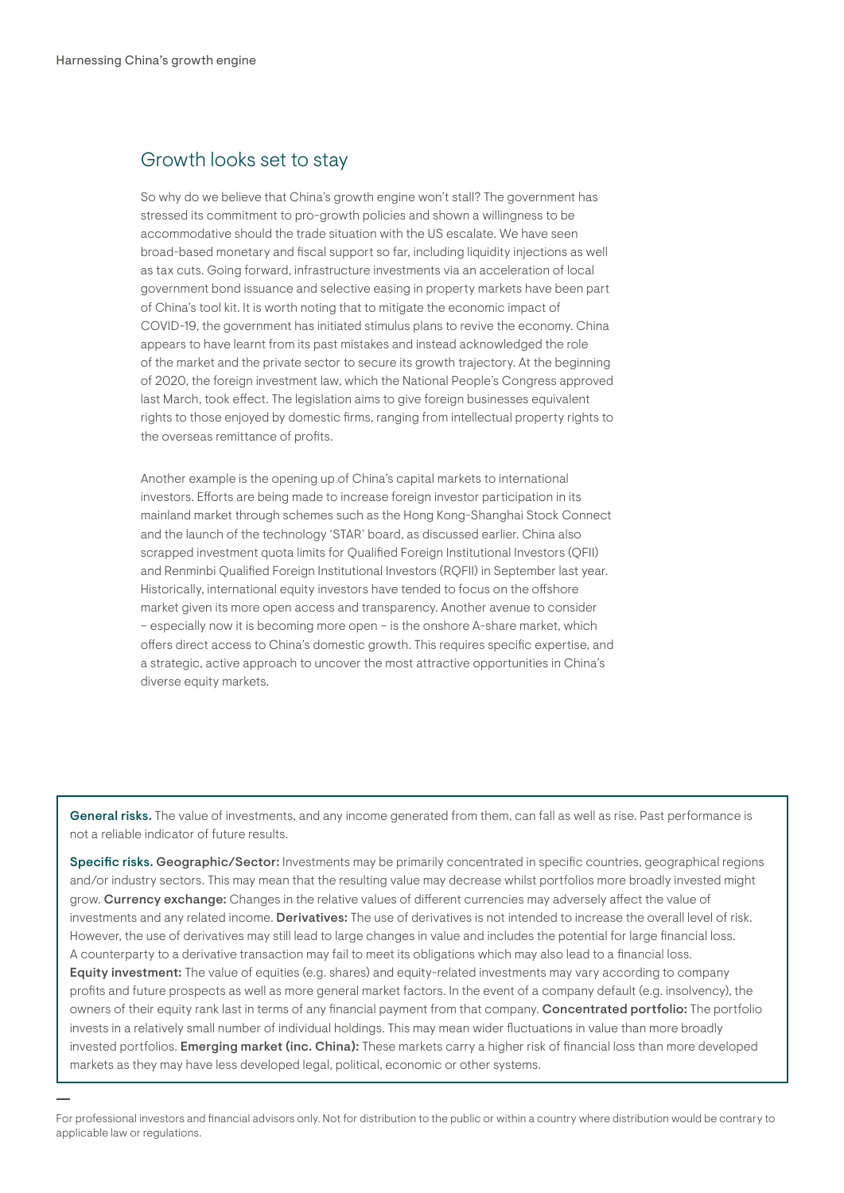## Growth looks set to stay

So why do we believe that China's growth engine won't stall? The government has stressed its commitment to pro-growth policies and shown a willingness to be accommodative should the trade situation with the US escalate. We have seen broad-based monetary and fiscal support so far, including liquidity injections as well as tax cuts. Going forward, infrastructure investments via an acceleration of local government bond issuance and selective easing in property markets have been part of China's tool kit. It is worth noting that to mitigate the economic impact of COVID-19, the government has initiated stimulus plans to revive the economy. China appears to have learnt from its past mistakes and instead acknowledged the role of the market and the private sector to secure its growth trajectory. At the beginning of 2020, the foreign investment law, which the National People's Congress approved last March, took effect. The legislation aims to give foreign businesses equivalent rights to those enjoyed by domestic firms, ranging from intellectual property rights to the overseas remittance of profits.

Another example is the opening up of China's capital markets to international investors. Efforts are being made to increase foreign investor participation in its mainland market through schemes such as the Hong Kong-Shanghai Stock Connect and the launch of the technology 'STAR' board, as discussed earlier. China also scrapped investment quota limits for Qualified Foreign Institutional Investors (QFII) and Renminbi Qualified Foreign Institutional Investors (RQFII) in September last year. Historically, international equity investors have tended to focus on the offshore market given its more open access and transparency. Another avenue to consider – especially now it is becoming more open – is the onshore A-share market, which offers direct access to China's domestic growth. This requires specific expertise, and a strategic, active approach to uncover the most attractive opportunities in China's diverse equity markets.

**General risks.** The value of investments, and any income generated from them, can fall as well as rise. Past performance is not a reliable indicator of future results.

**Specific risks. Geographic/Sector:** Investments may be primarily concentrated in specific countries, geographical regions and/or industry sectors. This may mean that the resulting value may decrease whilst portfolios more broadly invested might grow. **Currency exchange:** Changes in the relative values of different currencies may adversely affect the value of investments and any related income. **Derivatives:** The use of derivatives is not intended to increase the overall level of risk. However, the use of derivatives may still lead to large changes in value and includes the potential for large financial loss. A counterparty to a derivative transaction may fail to meet its obligations which may also lead to a financial loss. **Equity investment:** The value of equities (e.g. shares) and equity-related investments may vary according to company profits and future prospects as well as more general market factors. In the event of a company default (e.g. insolvency), the owners of their equity rank last in terms of any financial payment from that company. **Concentrated portfolio:** The portfolio invests in a relatively small number of individual holdings. This may mean wider fluctuations in value than more broadly invested portfolios. **Emerging market (inc. China):** These markets carry a higher risk of financial loss than more developed markets as they may have less developed legal, political, economic or other systems.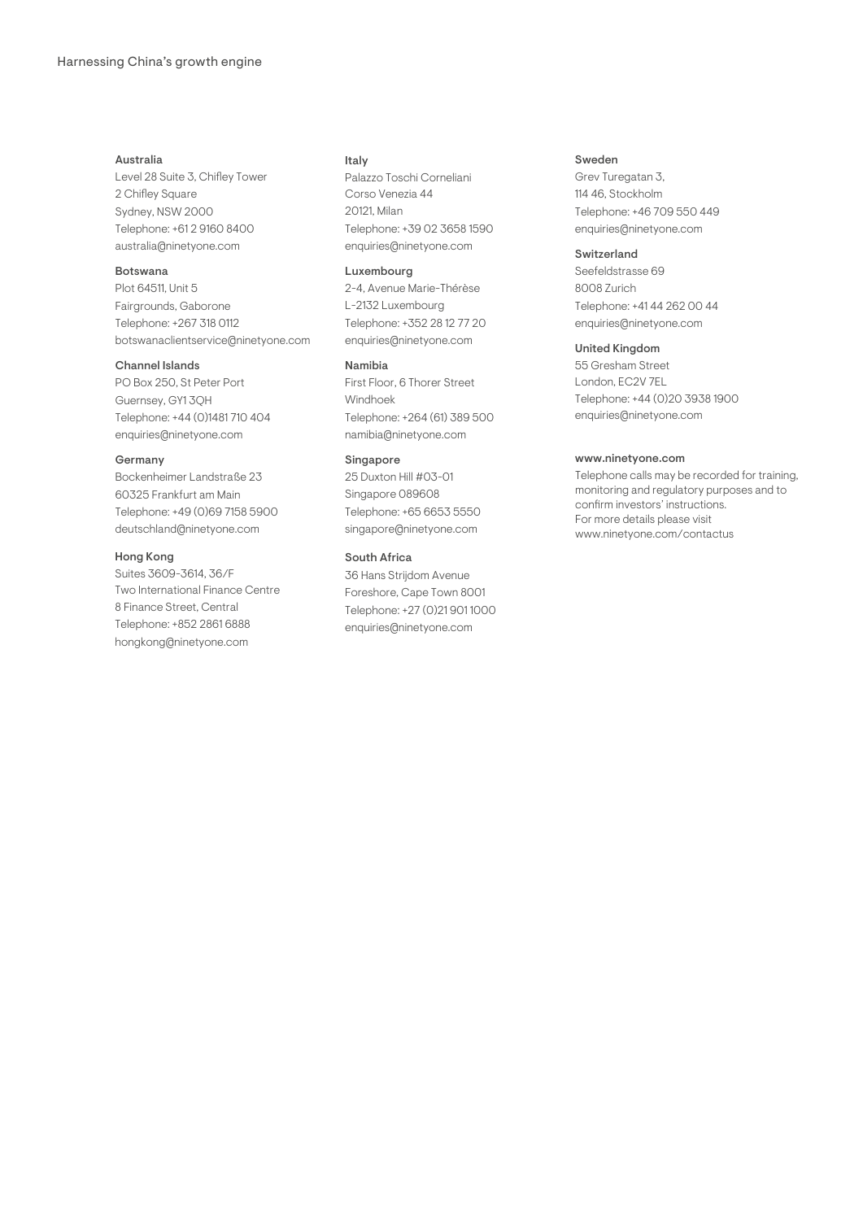**Australia**
Level 28 Suite 3, Chifley Tower
2 Chifley Square
Sydney, NSW 2000
Telephone: +61 2 9160 8400
australia@ninetyone.com

**Botswana**
Plot 64511, Unit 5
Fairgrounds, Gaborone
Telephone: +267 318 0112
botswanaclientservice@ninetyone.com

**Channel Islands**
PO Box 250, St Peter Port
Guernsey, GY1 3QH
Telephone: +44 (0)1481 710 404
enquiries@ninetyone.com

**Germany**
Bockenheimer Landstraße 23
60325 Frankfurt am Main
Telephone: +49 (0)69 7158 5900
deutschland@ninetyone.com

**Hong Kong**
Suites 3609-3614, 36/F
Two International Finance Centre
8 Finance Street, Central
Telephone: +852 2861 6888
hongkong@ninetyone.com

**Italy**
Palazzo Toschi Corneliani
Corso Venezia 44
20121, Milan
Telephone: +39 02 3658 1590
enquiries@ninetyone.com

**Luxembourg**
2-4, Avenue Marie-Thérèse
L-2132 Luxembourg
Telephone: +352 28 12 77 20
enquiries@ninetyone.com

**Namibia**
First Floor, 6 Thorer Street
Windhoek
Telephone: +264 (61) 389 500
namibia@ninetyone.com

**Singapore**
25 Duxton Hill #03-01
Singapore 089608
Telephone: +65 6653 5550
singapore@ninetyone.com

**South Africa**
36 Hans Strijdom Avenue
Foreshore, Cape Town 8001
Telephone: +27 (0)21 901 1000
enquiries@ninetyone.com

**Sweden**
Grev Turegatan 3,
114 46, Stockholm
Telephone: +46 709 550 449
enquiries@ninetyone.com

**Switzerland**
Seefeldstrasse 69
8008 Zurich
Telephone: +41 44 262 00 44
enquiries@ninetyone.com

**United Kingdom**
55 Gresham Street
London, EC2V 7EL
Telephone: +44 (0)20 3938 1900
enquiries@ninetyone.com

**www.ninetyone.com**

Telephone calls may be recorded for training, monitoring and regulatory purposes and to confirm investors' instructions.
For more details please visit www.ninetyone.com/contactus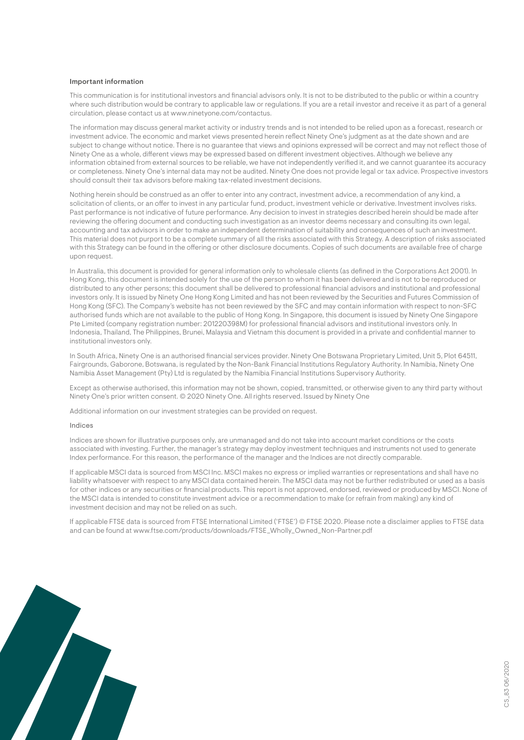## Important information

This communication is for institutional investors and financial advisors only. It is not to be distributed to the public or within a country where such distribution would be contrary to applicable law or regulations. If you are a retail investor and receive it as part of a general circulation, please contact us at www.ninetyone.com/contactus.

The information may discuss general market activity or industry trends and is not intended to be relied upon as a forecast, research or investment advice. The economic and market views presented herein reflect Ninety One's judgment as at the date shown and are subject to change without notice. There is no guarantee that views and opinions expressed will be correct and may not reflect those of Ninety One as a whole, different views may be expressed based on different investment objectives. Although we believe any information obtained from external sources to be reliable, we have not independently verified it, and we cannot guarantee its accuracy or completeness. Ninety One's internal data may not be audited. Ninety One does not provide legal or tax advice. Prospective investors should consult their tax advisors before making tax-related investment decisions.

Nothing herein should be construed as an offer to enter into any contract, investment advice, a recommendation of any kind, a solicitation of clients, or an offer to invest in any particular fund, product, investment vehicle or derivative. Investment involves risks. Past performance is not indicative of future performance. Any decision to invest in strategies described herein should be made after reviewing the offering document and conducting such investigation as an investor deems necessary and consulting its own legal, accounting and tax advisors in order to make an independent determination of suitability and consequences of such an investment. This material does not purport to be a complete summary of all the risks associated with this Strategy. A description of risks associated with this Strategy can be found in the offering or other disclosure documents. Copies of such documents are available free of charge upon request.

In Australia, this document is provided for general information only to wholesale clients (as defined in the Corporations Act 2001). In Hong Kong, this document is intended solely for the use of the person to whom it has been delivered and is not to be reproduced or distributed to any other persons; this document shall be delivered to professional financial advisors and institutional and professional investors only. It is issued by Ninety One Hong Kong Limited and has not been reviewed by the Securities and Futures Commission of Hong Kong (SFC). The Company's website has not been reviewed by the SFC and may contain information with respect to non-SFC authorised funds which are not available to the public of Hong Kong. In Singapore, this document is issued by Ninety One Singapore Pte Limited (company registration number: 201220398M) for professional financial advisors and institutional investors only. In Indonesia, Thailand, The Philippines, Brunei, Malaysia and Vietnam this document is provided in a private and confidential manner to institutional investors only.

In South Africa, Ninety One is an authorised financial services provider. Ninety One Botswana Proprietary Limited, Unit 5, Plot 64511, Fairgrounds, Gaborone, Botswana, is regulated by the Non-Bank Financial Institutions Regulatory Authority. In Namibia, Ninety One Namibia Asset Management (Pty) Ltd is regulated by the Namibia Financial Institutions Supervisory Authority.

Except as otherwise authorised, this information may not be shown, copied, transmitted, or otherwise given to any third party without Ninety One's prior written consent. © 2020 Ninety One. All rights reserved. Issued by Ninety One

Additional information on our investment strategies can be provided on request.

### Indices

Indices are shown for illustrative purposes only, are unmanaged and do not take into account market conditions or the costs associated with investing. Further, the manager's strategy may deploy investment techniques and instruments not used to generate Index performance. For this reason, the performance of the manager and the Indices are not directly comparable.

If applicable MSCI data is sourced from MSCI Inc. MSCI makes no express or implied warranties or representations and shall have no liability whatsoever with respect to any MSCI data contained herein. The MSCI data may not be further redistributed or used as a basis for other indices or any securities or financial products. This report is not approved, endorsed, reviewed or produced by MSCI. None of the MSCI data is intended to constitute investment advice or a recommendation to make (or refrain from making) any kind of investment decision and may not be relied on as such.

If applicable FTSE data is sourced from FTSE International Limited ('FTSE') © FTSE 2020. Please note a disclaimer applies to FTSE data and can be found at www.ftse.com/products/downloads/FTSE_Wholly_Owned_Non-Partner.pdf

CS_83 06/2020